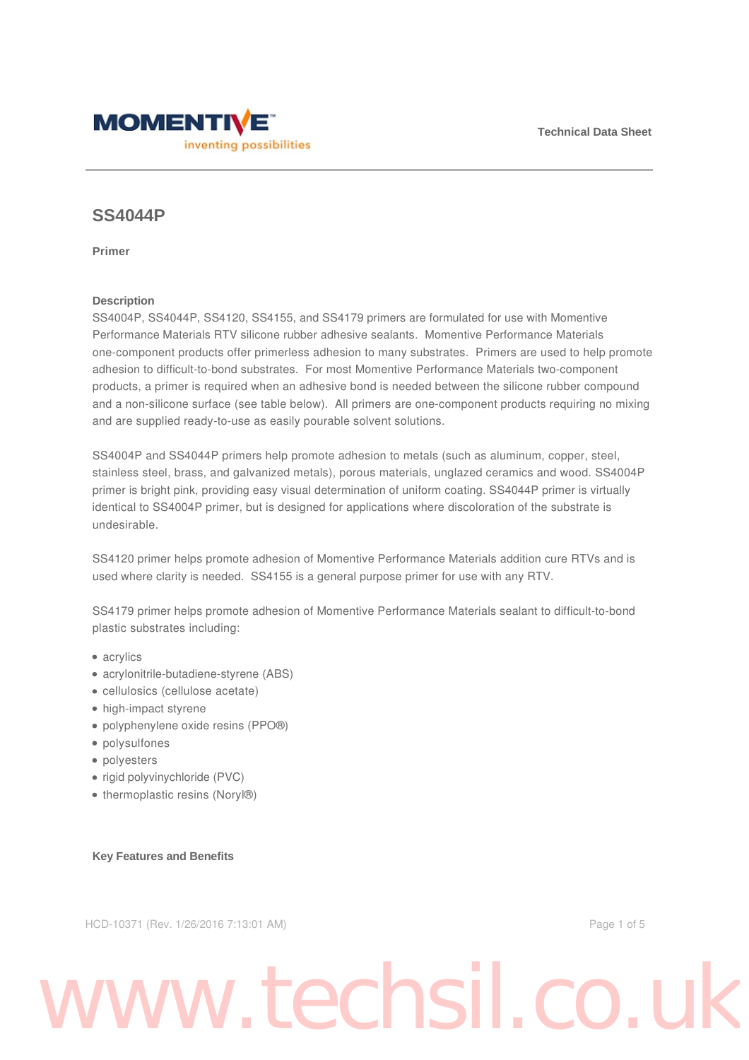# SS4044P

**Primer**

## Description

SS4004P, SS4044P, SS4120, SS4155, and SS4179 primers are formulated for use with Momentive Performance Materials RTV silicone rubber adhesive sealants. Momentive Performance Materials one-component products offer primerless adhesion to many substrates. Primers are used to help promote adhesion to difficult-to-bond substrates. For most Momentive Performance Materials two-component products, a primer is required when an adhesive bond is needed between the silicone rubber compound and a non-silicone surface (see table below). All primers are one-component products requiring no mixing and are supplied ready-to-use as easily pourable solvent solutions.

SS4004P and SS4044P primers help promote adhesion to metals (such as aluminum, copper, steel, stainless steel, brass, and galvanized metals), porous materials, unglazed ceramics and wood. SS4004P primer is bright pink, providing easy visual determination of uniform coating. SS4044P primer is virtually identical to SS4004P primer, but is designed for applications where discoloration of the substrate is undesirable.

SS4120 primer helps promote adhesion of Momentive Performance Materials addition cure RTVs and is used where clarity is needed. SS4155 is a general purpose primer for use with any RTV.

SS4179 primer helps promote adhesion of Momentive Performance Materials sealant to difficult-to-bond plastic substrates including:

- acrylics
- acrylonitrile-butadiene-styrene (ABS)
- cellulosics (cellulose acetate)
- high-impact styrene
- polyphenylene oxide resins (PPO®)
- polysulfones
- polyesters
- rigid polyvinychloride (PVC)
- thermoplastic resins (Noryl®)

## Key Features and Benefits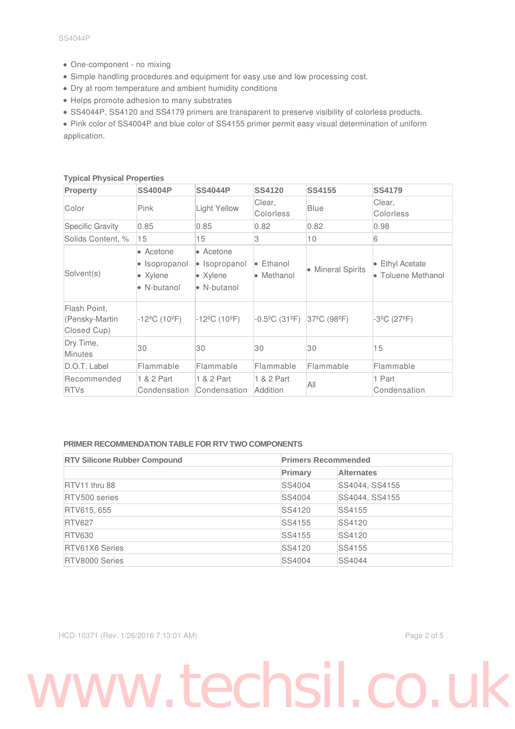- One-component - no mixing
- Simple handling procedures and equipment for easy use and low processing cost.
- Dry at room temperature and ambient humidity conditions
- Helps promote adhesion to many substrates
- SS4044P, SS4120 and SS4179 primers are transparent to preserve visibility of colorless products.
- Pink color of SS4004P and blue color of SS4155 primer permit easy visual determination of uniform application.

**Typical Physical Properties**

| Property | SS4004P | SS4044P | SS4120 | SS4155 | SS4179 |
|---|---|---|---|---|---|
| Color | Pink | Light Yellow | Clear, Colorless | Blue | Clear, Colorless |
| Specific Gravity | 0.85 | 0.85 | 0.82 | 0.82 | 0.98 |
| Solids Content, % | 15 | 15 | 3 | 10 | 6 |
| Solvent(s) | • Acetone • Isopropanol • Xylene • N-butanol | • Acetone • Isopropanol • Xylene • N-butanol | • Ethanol • Methanol | • Mineral Spirits | • Ethyl Acetate • Toluene Methanol |
| Flash Point, (Pensky-Martin Closed Cup) | -12ºC (10ºF) | -12ºC (10ºF) | -0.5ºC (31ºF) | 37ºC (98ºF) | -3ºC (27ºF) |
| Dry Time, Minutes | 30 | 30 | 30 | 30 | 15 |
| D.O.T. Label | Flammable | Flammable | Flammable | Flammable | Flammable |
| Recommended RTVs | 1 & 2 Part Condensation | 1 & 2 Part Condensation | 1 & 2 Part Addition | All | 1 Part Condensation |

**PRIMER RECOMMENDATION TABLE FOR RTV TWO COMPONENTS**

| RTV Silicone Rubber Compound | Primers Recommended | |
|---|---|---|
| | Primary | Alternates |
| RTV11 thru 88 | SS4004 | SS4044, SS4155 |
| RTV500 series | SS4004 | SS4044, SS4155 |
| RTV615, 655 | SS4120 | SS4155 |
| RTV627 | SS4155 | SS4120 |
| RTV630 | SS4155 | SS4120 |
| RTV61X6 Series | SS4120 | SS4155 |
| RTV8000 Series | SS4004 | SS4044 |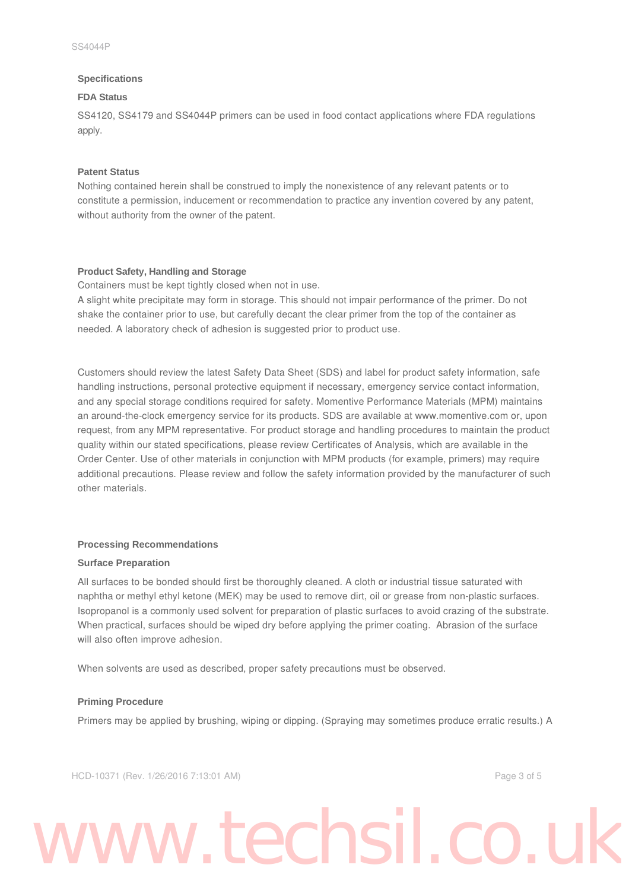## Specifications

### FDA Status

SS4120, SS4179 and SS4044P primers can be used in food contact applications where FDA regulations apply.

### Patent Status

Nothing contained herein shall be construed to imply the nonexistence of any relevant patents or to constitute a permission, inducement or recommendation to practice any invention covered by any patent, without authority from the owner of the patent.

### Product Safety, Handling and Storage

Containers must be kept tightly closed when not in use.
A slight white precipitate may form in storage. This should not impair performance of the primer. Do not shake the container prior to use, but carefully decant the clear primer from the top of the container as needed. A laboratory check of adhesion is suggested prior to product use.

Customers should review the latest Safety Data Sheet (SDS) and label for product safety information, safe handling instructions, personal protective equipment if necessary, emergency service contact information, and any special storage conditions required for safety. Momentive Performance Materials (MPM) maintains an around-the-clock emergency service for its products. SDS are available at www.momentive.com or, upon request, from any MPM representative. For product storage and handling procedures to maintain the product quality within our stated specifications, please review Certificates of Analysis, which are available in the Order Center. Use of other materials in conjunction with MPM products (for example, primers) may require additional precautions. Please review and follow the safety information provided by the manufacturer of such other materials.

## Processing Recommendations

### Surface Preparation

All surfaces to be bonded should first be thoroughly cleaned. A cloth or industrial tissue saturated with naphtha or methyl ethyl ketone (MEK) may be used to remove dirt, oil or grease from non-plastic surfaces. Isopropanol is a commonly used solvent for preparation of plastic surfaces to avoid crazing of the substrate. When practical, surfaces should be wiped dry before applying the primer coating. Abrasion of the surface will also often improve adhesion.

When solvents are used as described, proper safety precautions must be observed.

### Priming Procedure

Primers may be applied by brushing, wiping or dipping. (Spraying may sometimes produce erratic results.) A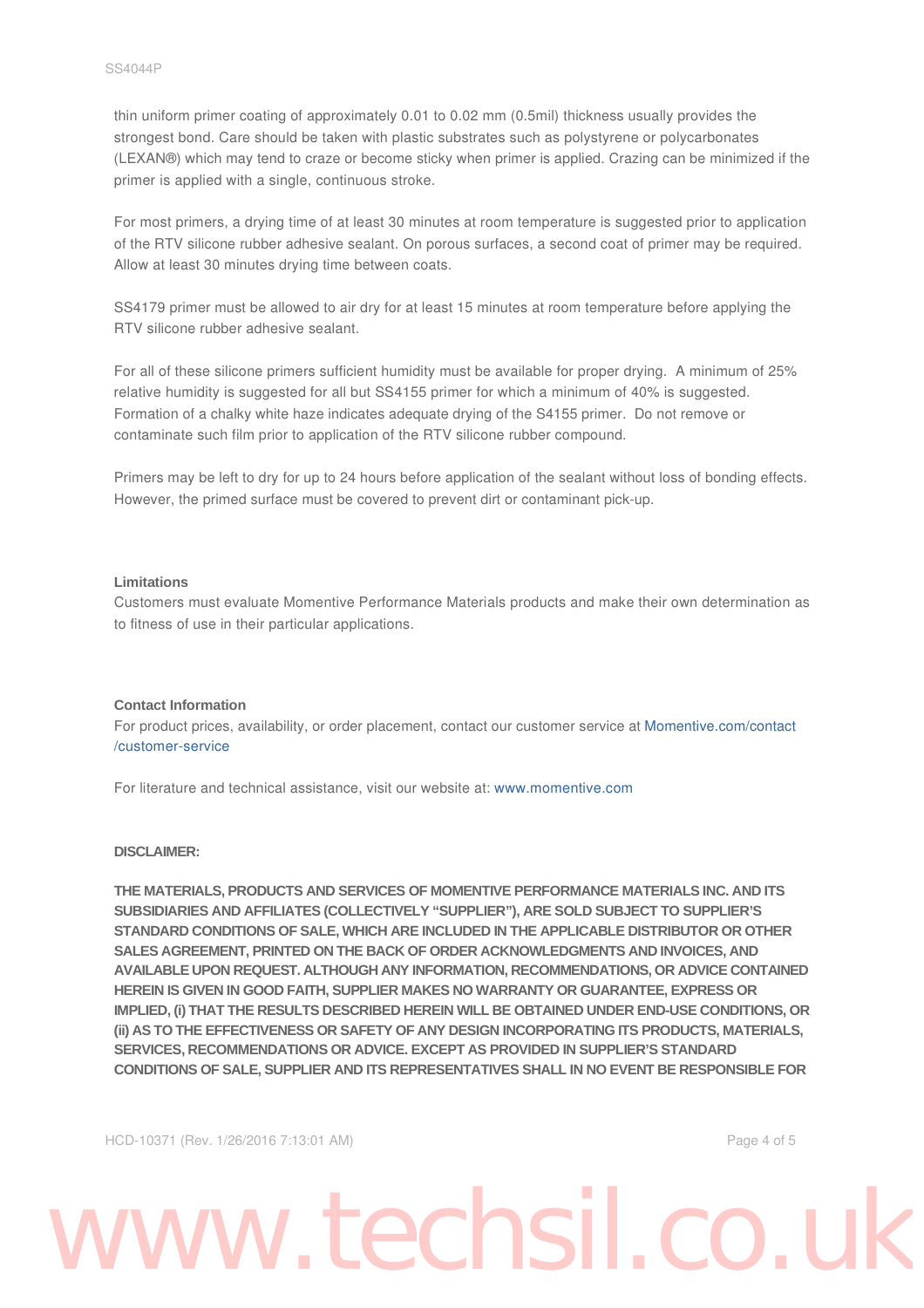thin uniform primer coating of approximately 0.01 to 0.02 mm (0.5mil) thickness usually provides the strongest bond. Care should be taken with plastic substrates such as polystyrene or polycarbonates (LEXAN®) which may tend to craze or become sticky when primer is applied. Crazing can be minimized if the primer is applied with a single, continuous stroke.

For most primers, a drying time of at least 30 minutes at room temperature is suggested prior to application of the RTV silicone rubber adhesive sealant. On porous surfaces, a second coat of primer may be required. Allow at least 30 minutes drying time between coats.

SS4179 primer must be allowed to air dry for at least 15 minutes at room temperature before applying the RTV silicone rubber adhesive sealant.

For all of these silicone primers sufficient humidity must be available for proper drying. A minimum of 25% relative humidity is suggested for all but SS4155 primer for which a minimum of 40% is suggested. Formation of a chalky white haze indicates adequate drying of the S4155 primer. Do not remove or contaminate such film prior to application of the RTV silicone rubber compound.

Primers may be left to dry for up to 24 hours before application of the sealant without loss of bonding effects. However, the primed surface must be covered to prevent dirt or contaminant pick-up.

**Limitations**

Customers must evaluate Momentive Performance Materials products and make their own determination as to fitness of use in their particular applications.

**Contact Information**

For product prices, availability, or order placement, contact our customer service at Momentive.com/contact/customer-service

For literature and technical assistance, visit our website at: www.momentive.com

**DISCLAIMER:**

**THE MATERIALS, PRODUCTS AND SERVICES OF MOMENTIVE PERFORMANCE MATERIALS INC. AND ITS SUBSIDIARIES AND AFFILIATES (COLLECTIVELY "SUPPLIER"), ARE SOLD SUBJECT TO SUPPLIER'S STANDARD CONDITIONS OF SALE, WHICH ARE INCLUDED IN THE APPLICABLE DISTRIBUTOR OR OTHER SALES AGREEMENT, PRINTED ON THE BACK OF ORDER ACKNOWLEDGMENTS AND INVOICES, AND AVAILABLE UPON REQUEST. ALTHOUGH ANY INFORMATION, RECOMMENDATIONS, OR ADVICE CONTAINED HEREIN IS GIVEN IN GOOD FAITH, SUPPLIER MAKES NO WARRANTY OR GUARANTEE, EXPRESS OR IMPLIED, (i) THAT THE RESULTS DESCRIBED HEREIN WILL BE OBTAINED UNDER END-USE CONDITIONS, OR (ii) AS TO THE EFFECTIVENESS OR SAFETY OF ANY DESIGN INCORPORATING ITS PRODUCTS, MATERIALS, SERVICES, RECOMMENDATIONS OR ADVICE. EXCEPT AS PROVIDED IN SUPPLIER'S STANDARD CONDITIONS OF SALE, SUPPLIER AND ITS REPRESENTATIVES SHALL IN NO EVENT BE RESPONSIBLE FOR**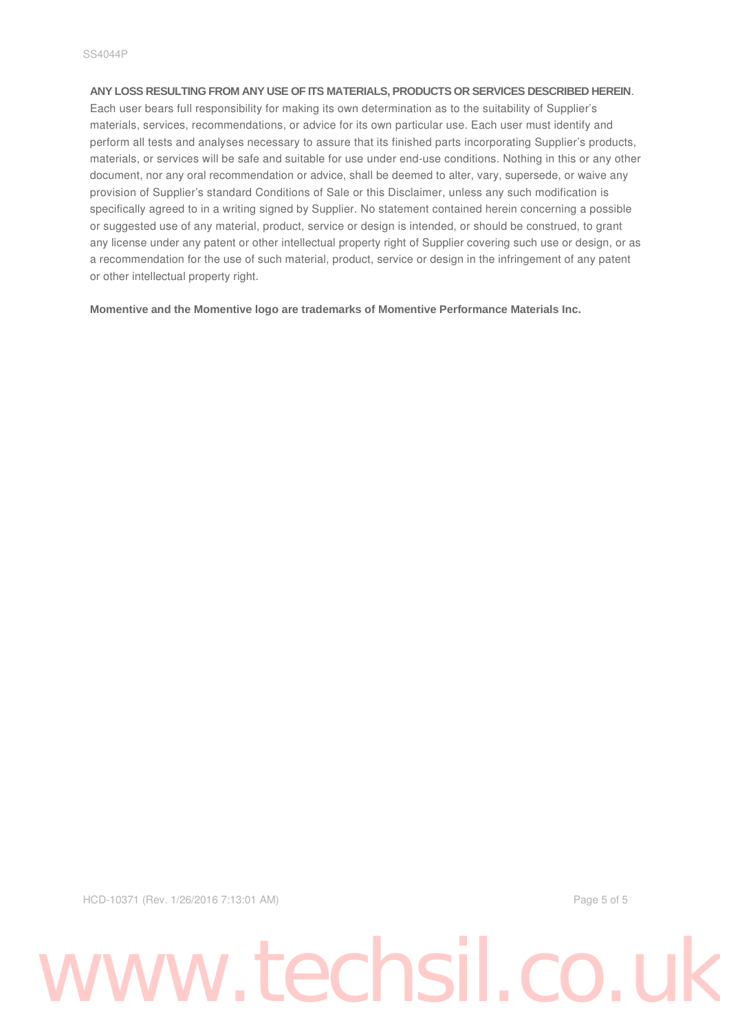**ANY LOSS RESULTING FROM ANY USE OF ITS MATERIALS, PRODUCTS OR SERVICES DESCRIBED HEREIN**. Each user bears full responsibility for making its own determination as to the suitability of Supplier's materials, services, recommendations, or advice for its own particular use. Each user must identify and perform all tests and analyses necessary to assure that its finished parts incorporating Supplier's products, materials, or services will be safe and suitable for use under end-use conditions. Nothing in this or any other document, nor any oral recommendation or advice, shall be deemed to alter, vary, supersede, or waive any provision of Supplier's standard Conditions of Sale or this Disclaimer, unless any such modification is specifically agreed to in a writing signed by Supplier. No statement contained herein concerning a possible or suggested use of any material, product, service or design is intended, or should be construed, to grant any license under any patent or other intellectual property right of Supplier covering such use or design, or as a recommendation for the use of such material, product, service or design in the infringement of any patent or other intellectual property right.

**Momentive and the Momentive logo are trademarks of Momentive Performance Materials Inc.**

HCD-10371 (Rev. 1/26/2016 7:13:01 AM)

www.techsil.co.uk